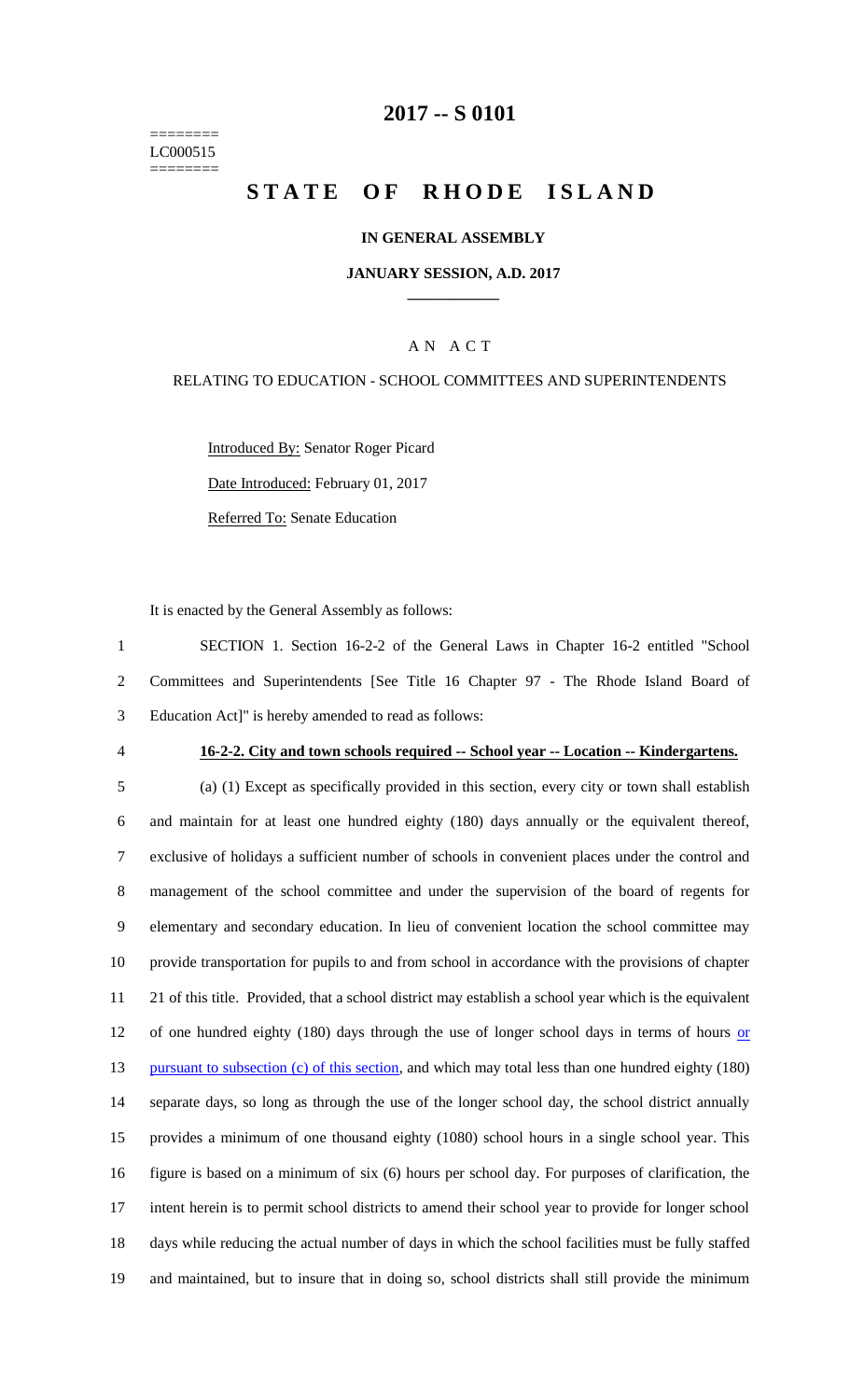========
LC000515
========

# 2017 -- S 0101

# STATE OF RHODE ISLAND

## IN GENERAL ASSEMBLY

### JANUARY SESSION, A.D. 2017

### A N A C T

RELATING TO EDUCATION - SCHOOL COMMITTEES AND SUPERINTENDENTS

Introduced By: Senator Roger Picard

Date Introduced: February 01, 2017

Referred To: Senate Education

It is enacted by the General Assembly as follows:

1 SECTION 1. Section 16-2-2 of the General Laws in Chapter 16-2 entitled "School
2 Committees and Superintendents [See Title 16 Chapter 97 - The Rhode Island Board of
3 Education Act]" is hereby amended to read as follows:

4 **16-2-2. City and town schools required -- School year -- Location -- Kindergartens.**

5 (a) (1) Except as specifically provided in this section, every city or town shall establish
6 and maintain for at least one hundred eighty (180) days annually or the equivalent thereof,
7 exclusive of holidays a sufficient number of schools in convenient places under the control and
8 management of the school committee and under the supervision of the board of regents for
9 elementary and secondary education. In lieu of convenient location the school committee may
10 provide transportation for pupils to and from school in accordance with the provisions of chapter
11 21 of this title. Provided, that a school district may establish a school year which is the equivalent
12 of one hundred eighty (180) days through the use of longer school days in terms of hours <u>or</u>
13 <u>pursuant to subsection (c) of this section</u>, and which may total less than one hundred eighty (180)
14 separate days, so long as through the use of the longer school day, the school district annually
15 provides a minimum of one thousand eighty (1080) school hours in a single school year. This
16 figure is based on a minimum of six (6) hours per school day. For purposes of clarification, the
17 intent herein is to permit school districts to amend their school year to provide for longer school
18 days while reducing the actual number of days in which the school facilities must be fully staffed
19 and maintained, but to insure that in doing so, school districts shall still provide the minimum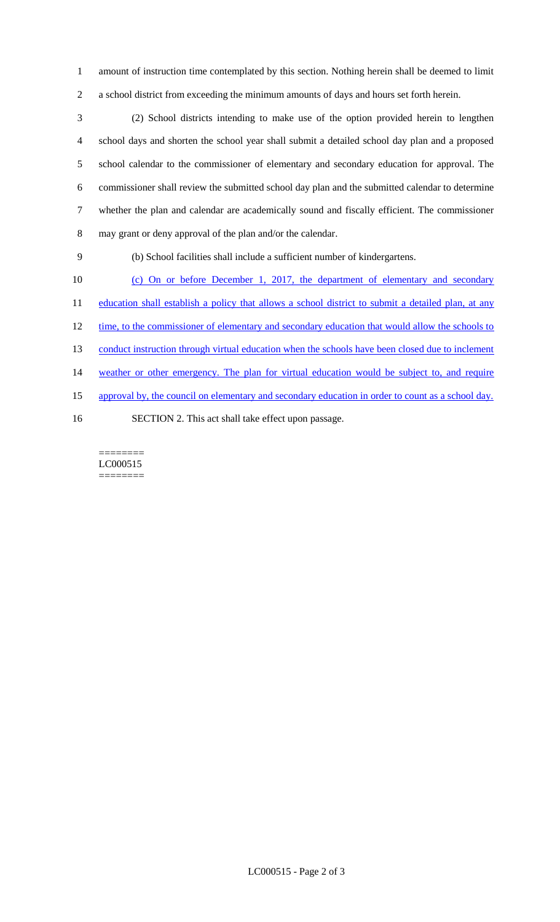amount of instruction time contemplated by this section. Nothing herein shall be deemed to limit a school district from exceeding the minimum amounts of days and hours set forth herein.

(2) School districts intending to make use of the option provided herein to lengthen school days and shorten the school year shall submit a detailed school day plan and a proposed school calendar to the commissioner of elementary and secondary education for approval. The commissioner shall review the submitted school day plan and the submitted calendar to determine whether the plan and calendar are academically sound and fiscally efficient. The commissioner may grant or deny approval of the plan and/or the calendar.

(b) School facilities shall include a sufficient number of kindergartens.

<u>(c) On or before December 1, 2017, the department of elementary and secondary education shall establish a policy that allows a school district to submit a detailed plan, at any time, to the commissioner of elementary and secondary education that would allow the schools to conduct instruction through virtual education when the schools have been closed due to inclement weather or other emergency. The plan for virtual education would be subject to, and require approval by, the council on elementary and secondary education in order to count as a school day.</u>

SECTION 2. This act shall take effect upon passage.

========
LC000515
========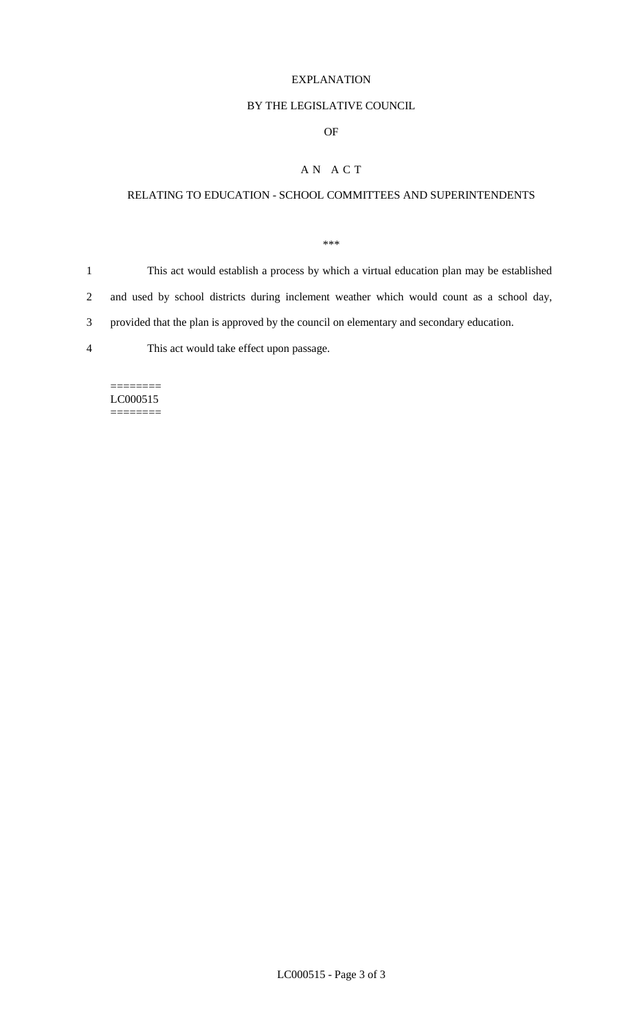EXPLANATION

BY THE LEGISLATIVE COUNCIL

OF

# A N A C T

RELATING TO EDUCATION - SCHOOL COMMITTEES AND SUPERINTENDENTS

\*\*\*

1 This act would establish a process by which a virtual education plan may be established
2 and used by school districts during inclement weather which would count as a school day,
3 provided that the plan is approved by the council on elementary and secondary education.
4 This act would take effect upon passage.

========
LC000515
========